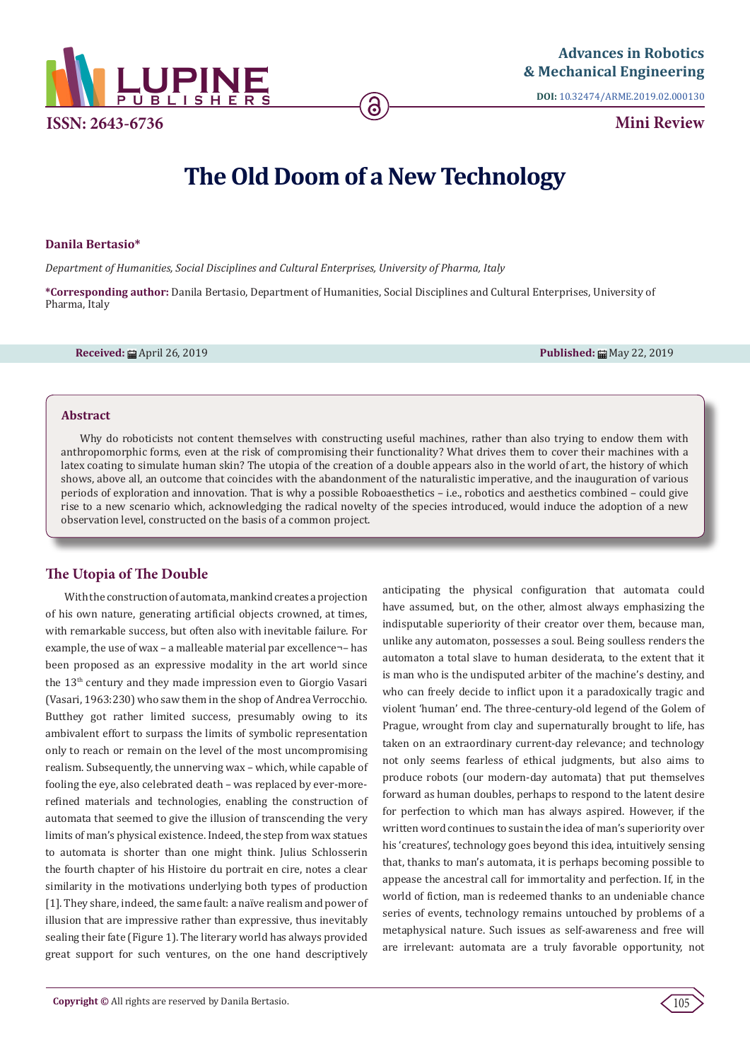Advances in Robotics & Mechanical Engineering

DOI: 10.32474/ARME.2019.02.000130

ISSN: 2643-6736

**Mini Review**

# The Old Doom of a New Technology

**Danila Bertasio***

*Department of Humanities, Social Disciplines and Cultural Enterprises, University of Pharma, Italy*

**\*Corresponding author:** Danila Bertasio, Department of Humanities, Social Disciplines and Cultural Enterprises, University of Pharma, Italy

**Received:** April 26, 2019 **Published:** May 22, 2019

## Abstract

Why do roboticists not content themselves with constructing useful machines, rather than also trying to endow them with anthropomorphic forms, even at the risk of compromising their functionality? What drives them to cover their machines with a latex coating to simulate human skin? The utopia of the creation of a double appears also in the world of art, the history of which shows, above all, an outcome that coincides with the abandonment of the naturalistic imperative, and the inauguration of various periods of exploration and innovation. That is why a possible Roboaesthetics – i.e., robotics and aesthetics combined – could give rise to a new scenario which, acknowledging the radical novelty of the species introduced, would induce the adoption of a new observation level, constructed on the basis of a common project.

## The Utopia of The Double

With the construction of automata, mankind creates a projection of his own nature, generating artificial objects crowned, at times, with remarkable success, but often also with inevitable failure. For example, the use of wax – a malleable material par excellence¬– has been proposed as an expressive modality in the art world since the 13th century and they made impression even to Giorgio Vasari (Vasari, 1963:230) who saw them in the shop of Andrea Verrocchio. Butthey got rather limited success, presumably owing to its ambivalent effort to surpass the limits of symbolic representation only to reach or remain on the level of the most uncompromising realism. Subsequently, the unnerving wax – which, while capable of fooling the eye, also celebrated death – was replaced by ever-more-refined materials and technologies, enabling the construction of automata that seemed to give the illusion of transcending the very limits of man's physical existence. Indeed, the step from wax statues to automata is shorter than one might think. Julius Schlosserin the fourth chapter of his Histoire du portrait en cire, notes a clear similarity in the motivations underlying both types of production [1]. They share, indeed, the same fault: a naïve realism and power of illusion that are impressive rather than expressive, thus inevitably sealing their fate (Figure 1). The literary world has always provided great support for such ventures, on the one hand descriptively anticipating the physical configuration that automata could have assumed, but, on the other, almost always emphasizing the indisputable superiority of their creator over them, because man, unlike any automaton, possesses a soul. Being soulless renders the automaton a total slave to human desiderata, to the extent that it is man who is the undisputed arbiter of the machine's destiny, and who can freely decide to inflict upon it a paradoxically tragic and violent 'human' end. The three-century-old legend of the Golem of Prague, wrought from clay and supernaturally brought to life, has taken on an extraordinary current-day relevance; and technology not only seems fearless of ethical judgments, but also aims to produce robots (our modern-day automata) that put themselves forward as human doubles, perhaps to respond to the latent desire for perfection to which man has always aspired. However, if the written word continues to sustain the idea of man's superiority over his 'creatures', technology goes beyond this idea, intuitively sensing that, thanks to man's automata, it is perhaps becoming possible to appease the ancestral call for immortality and perfection. If, in the world of fiction, man is redeemed thanks to an undeniable chance series of events, technology remains untouched by problems of a metaphysical nature. Such issues as self-awareness and free will are irrelevant: automata are a truly favorable opportunity, not

**Copyright ©** All rights are reserved by Danila Bertasio.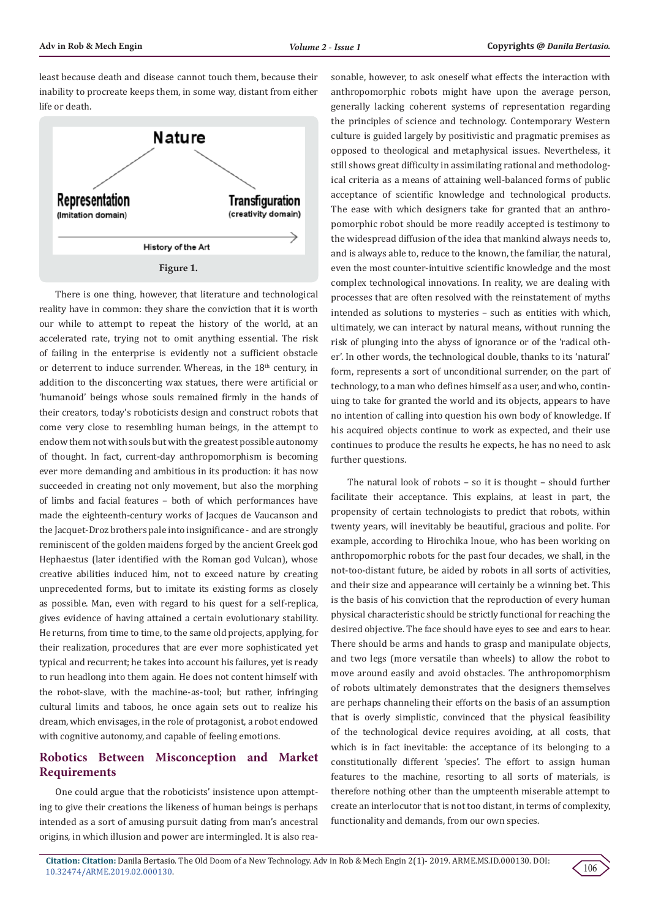least because death and disease cannot touch them, because their inability to procreate keeps them, in some way, distant from either life or death.

Figure 1.

There is one thing, however, that literature and technological reality have in common: they share the conviction that it is worth our while to attempt to repeat the history of the world, at an accelerated rate, trying not to omit anything essential. The risk of failing in the enterprise is evidently not a sufficient obstacle or deterrent to induce surrender. Whereas, in the 18th century, in addition to the disconcerting wax statues, there were artificial or 'humanoid' beings whose souls remained firmly in the hands of their creators, today's roboticists design and construct robots that come very close to resembling human beings, in the attempt to endow them not with souls but with the greatest possible autonomy of thought. In fact, current-day anthropomorphism is becoming ever more demanding and ambitious in its production: it has now succeeded in creating not only movement, but also the morphing of limbs and facial features – both of which performances have made the eighteenth-century works of Jacques de Vaucanson and the Jacquet-Droz brothers pale into insignificance - and are strongly reminiscent of the golden maidens forged by the ancient Greek god Hephaestus (later identified with the Roman god Vulcan), whose creative abilities induced him, not to exceed nature by creating unprecedented forms, but to imitate its existing forms as closely as possible. Man, even with regard to his quest for a self-replica, gives evidence of having attained a certain evolutionary stability. He returns, from time to time, to the same old projects, applying, for their realization, procedures that are ever more sophisticated yet typical and recurrent; he takes into account his failures, yet is ready to run headlong into them again. He does not content himself with the robot-slave, with the machine-as-tool; but rather, infringing cultural limits and taboos, he once again sets out to realize his dream, which envisages, in the role of protagonist, a robot endowed with cognitive autonomy, and capable of feeling emotions.

## Robotics Between Misconception and Market Requirements

One could argue that the roboticists' insistence upon attempting to give their creations the likeness of human beings is perhaps intended as a sort of amusing pursuit dating from man's ancestral origins, in which illusion and power are intermingled. It is also reasonable, however, to ask oneself what effects the interaction with anthropomorphic robots might have upon the average person, generally lacking coherent systems of representation regarding the principles of science and technology. Contemporary Western culture is guided largely by positivistic and pragmatic premises as opposed to theological and metaphysical issues. Nevertheless, it still shows great difficulty in assimilating rational and methodological criteria as a means of attaining well-balanced forms of public acceptance of scientific knowledge and technological products. The ease with which designers take for granted that an anthropomorphic robot should be more readily accepted is testimony to the widespread diffusion of the idea that mankind always needs to, and is always able to, reduce to the known, the familiar, the natural, even the most counter-intuitive scientific knowledge and the most complex technological innovations. In reality, we are dealing with processes that are often resolved with the reinstatement of myths intended as solutions to mysteries – such as entities with which, ultimately, we can interact by natural means, without running the risk of plunging into the abyss of ignorance or of the 'radical other'. In other words, the technological double, thanks to its 'natural' form, represents a sort of unconditional surrender, on the part of technology, to a man who defines himself as a user, and who, continuing to take for granted the world and its objects, appears to have no intention of calling into question his own body of knowledge. If his acquired objects continue to work as expected, and their use continues to produce the results he expects, he has no need to ask further questions.

The natural look of robots – so it is thought – should further facilitate their acceptance. This explains, at least in part, the propensity of certain technologists to predict that robots, within twenty years, will inevitably be beautiful, gracious and polite. For example, according to Hirochika Inoue, who has been working on anthropomorphic robots for the past four decades, we shall, in the not-too-distant future, be aided by robots in all sorts of activities, and their size and appearance will certainly be a winning bet. This is the basis of his conviction that the reproduction of every human physical characteristic should be strictly functional for reaching the desired objective. The face should have eyes to see and ears to hear. There should be arms and hands to grasp and manipulate objects, and two legs (more versatile than wheels) to allow the robot to move around easily and avoid obstacles. The anthropomorphism of robots ultimately demonstrates that the designers themselves are perhaps channeling their efforts on the basis of an assumption that is overly simplistic, convinced that the physical feasibility of the technological device requires avoiding, at all costs, that which is in fact inevitable: the acceptance of its belonging to a constitutionally different 'species'. The effort to assign human features to the machine, resorting to all sorts of materials, is therefore nothing other than the umpteenth miserable attempt to create an interlocutor that is not too distant, in terms of complexity, functionality and demands, from our own species.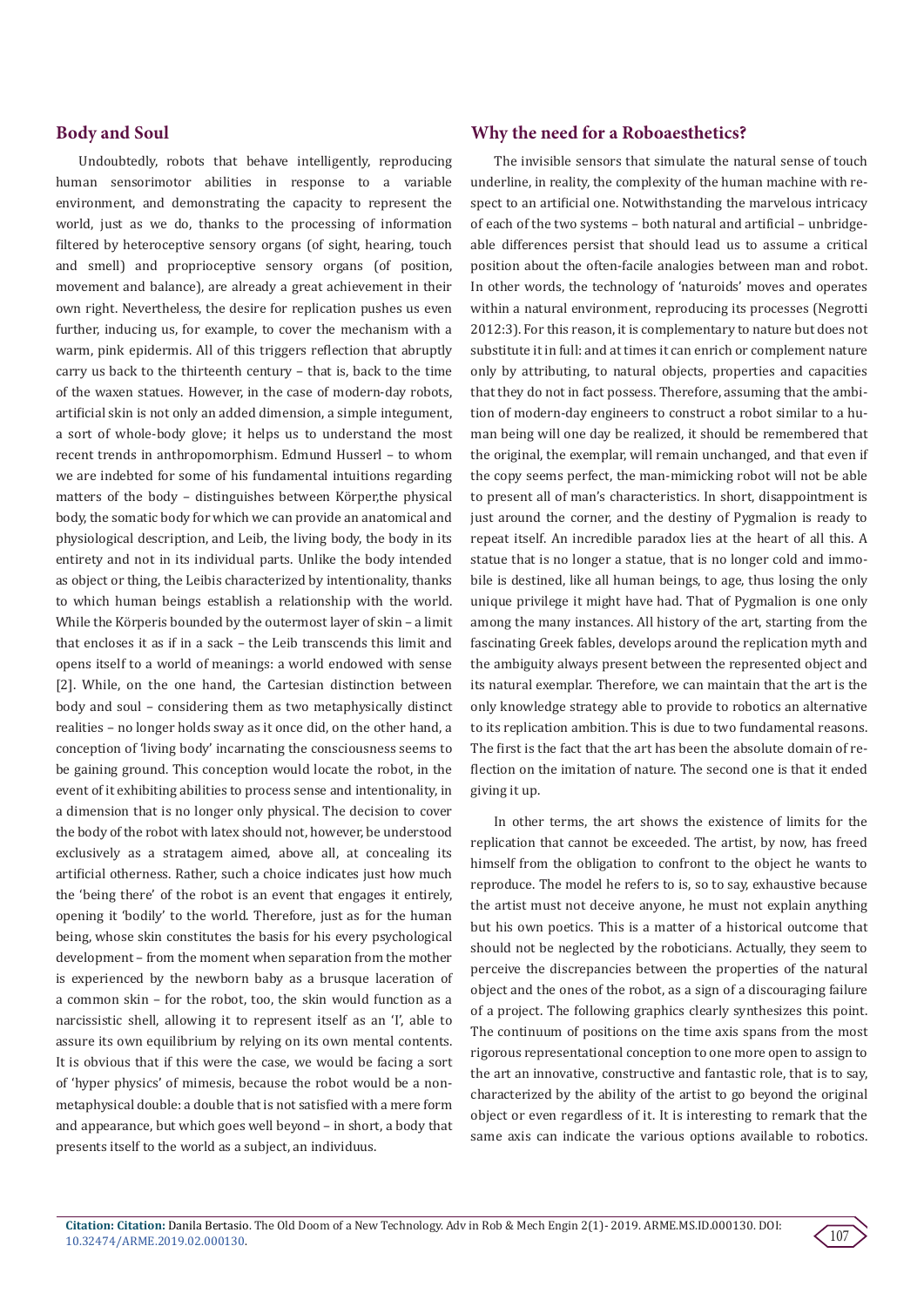## Body and Soul

Undoubtedly, robots that behave intelligently, reproducing human sensorimotor abilities in response to a variable environment, and demonstrating the capacity to represent the world, just as we do, thanks to the processing of information filtered by heteroceptive sensory organs (of sight, hearing, touch and smell) and proprioceptive sensory organs (of position, movement and balance), are already a great achievement in their own right. Nevertheless, the desire for replication pushes us even further, inducing us, for example, to cover the mechanism with a warm, pink epidermis. All of this triggers reflection that abruptly carry us back to the thirteenth century – that is, back to the time of the waxen statues. However, in the case of modern-day robots, artificial skin is not only an added dimension, a simple integument, a sort of whole-body glove; it helps us to understand the most recent trends in anthropomorphism. Edmund Husserl – to whom we are indebted for some of his fundamental intuitions regarding matters of the body – distinguishes between Körper,the physical body, the somatic body for which we can provide an anatomical and physiological description, and Leib, the living body, the body in its entirety and not in its individual parts. Unlike the body intended as object or thing, the Leibis characterized by intentionality, thanks to which human beings establish a relationship with the world. While the Körperis bounded by the outermost layer of skin – a limit that encloses it as if in a sack – the Leib transcends this limit and opens itself to a world of meanings: a world endowed with sense [2]. While, on the one hand, the Cartesian distinction between body and soul – considering them as two metaphysically distinct realities – no longer holds sway as it once did, on the other hand, a conception of 'living body' incarnating the consciousness seems to be gaining ground. This conception would locate the robot, in the event of it exhibiting abilities to process sense and intentionality, in a dimension that is no longer only physical. The decision to cover the body of the robot with latex should not, however, be understood exclusively as a stratagem aimed, above all, at concealing its artificial otherness. Rather, such a choice indicates just how much the 'being there' of the robot is an event that engages it entirely, opening it 'bodily' to the world. Therefore, just as for the human being, whose skin constitutes the basis for his every psychological development – from the moment when separation from the mother is experienced by the newborn baby as a brusque laceration of a common skin – for the robot, too, the skin would function as a narcissistic shell, allowing it to represent itself as an 'I', able to assure its own equilibrium by relying on its own mental contents. It is obvious that if this were the case, we would be facing a sort of 'hyper physics' of mimesis, because the robot would be a non-metaphysical double: a double that is not satisfied with a mere form and appearance, but which goes well beyond – in short, a body that presents itself to the world as a subject, an individuus.

## Why the need for a Roboaesthetics?

The invisible sensors that simulate the natural sense of touch underline, in reality, the complexity of the human machine with respect to an artificial one. Notwithstanding the marvelous intricacy of each of the two systems – both natural and artificial – unbridgeable differences persist that should lead us to assume a critical position about the often-facile analogies between man and robot. In other words, the technology of 'naturoids' moves and operates within a natural environment, reproducing its processes (Negrotti 2012:3). For this reason, it is complementary to nature but does not substitute it in full: and at times it can enrich or complement nature only by attributing, to natural objects, properties and capacities that they do not in fact possess. Therefore, assuming that the ambition of modern-day engineers to construct a robot similar to a human being will one day be realized, it should be remembered that the original, the exemplar, will remain unchanged, and that even if the copy seems perfect, the man-mimicking robot will not be able to present all of man's characteristics. In short, disappointment is just around the corner, and the destiny of Pygmalion is ready to repeat itself. An incredible paradox lies at the heart of all this. A statue that is no longer a statue, that is no longer cold and immobile is destined, like all human beings, to age, thus losing the only unique privilege it might have had. That of Pygmalion is one only among the many instances. All history of the art, starting from the fascinating Greek fables, develops around the replication myth and the ambiguity always present between the represented object and its natural exemplar. Therefore, we can maintain that the art is the only knowledge strategy able to provide to robotics an alternative to its replication ambition. This is due to two fundamental reasons. The first is the fact that the art has been the absolute domain of reflection on the imitation of nature. The second one is that it ended giving it up.

In other terms, the art shows the existence of limits for the replication that cannot be exceeded. The artist, by now, has freed himself from the obligation to confront to the object he wants to reproduce. The model he refers to is, so to say, exhaustive because the artist must not deceive anyone, he must not explain anything but his own poetics. This is a matter of a historical outcome that should not be neglected by the roboticians. Actually, they seem to perceive the discrepancies between the properties of the natural object and the ones of the robot, as a sign of a discouraging failure of a project. The following graphics clearly synthesizes this point. The continuum of positions on the time axis spans from the most rigorous representational conception to one more open to assign to the art an innovative, constructive and fantastic role, that is to say, characterized by the ability of the artist to go beyond the original object or even regardless of it. It is interesting to remark that the same axis can indicate the various options available to robotics.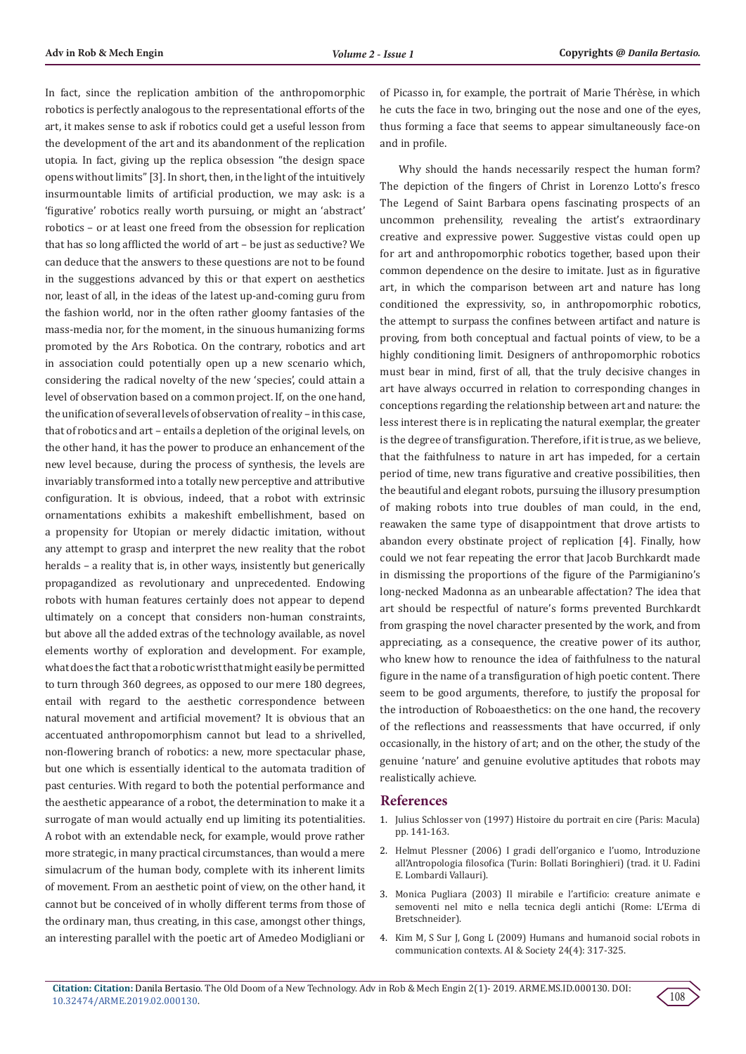In fact, since the replication ambition of the anthropomorphic robotics is perfectly analogous to the representational efforts of the art, it makes sense to ask if robotics could get a useful lesson from the development of the art and its abandonment of the replication utopia. In fact, giving up the replica obsession "the design space opens without limits" [3]. In short, then, in the light of the intuitively insurmountable limits of artificial production, we may ask: is a 'figurative' robotics really worth pursuing, or might an 'abstract' robotics – or at least one freed from the obsession for replication that has so long afflicted the world of art – be just as seductive? We can deduce that the answers to these questions are not to be found in the suggestions advanced by this or that expert on aesthetics nor, least of all, in the ideas of the latest up-and-coming guru from the fashion world, nor in the often rather gloomy fantasies of the mass-media nor, for the moment, in the sinuous humanizing forms promoted by the Ars Robotica. On the contrary, robotics and art in association could potentially open up a new scenario which, considering the radical novelty of the new 'species', could attain a level of observation based on a common project. If, on the one hand, the unification of several levels of observation of reality – in this case, that of robotics and art – entails a depletion of the original levels, on the other hand, it has the power to produce an enhancement of the new level because, during the process of synthesis, the levels are invariably transformed into a totally new perceptive and attributive configuration. It is obvious, indeed, that a robot with extrinsic ornamentations exhibits a makeshift embellishment, based on a propensity for Utopian or merely didactic imitation, without any attempt to grasp and interpret the new reality that the robot heralds – a reality that is, in other ways, insistently but generically propagandized as revolutionary and unprecedented. Endowing robots with human features certainly does not appear to depend ultimately on a concept that considers non-human constraints, but above all the added extras of the technology available, as novel elements worthy of exploration and development. For example, what does the fact that a robotic wrist that might easily be permitted to turn through 360 degrees, as opposed to our mere 180 degrees, entail with regard to the aesthetic correspondence between natural movement and artificial movement? It is obvious that an accentuated anthropomorphism cannot but lead to a shrivelled, non-flowering branch of robotics: a new, more spectacular phase, but one which is essentially identical to the automata tradition of past centuries. With regard to both the potential performance and the aesthetic appearance of a robot, the determination to make it a surrogate of man would actually end up limiting its potentialities. A robot with an extendable neck, for example, would prove rather more strategic, in many practical circumstances, than would a mere simulacrum of the human body, complete with its inherent limits of movement. From an aesthetic point of view, on the other hand, it cannot but be conceived of in wholly different terms from those of the ordinary man, thus creating, in this case, amongst other things, an interesting parallel with the poetic art of Amedeo Modigliani or of Picasso in, for example, the portrait of Marie Thérèse, in which he cuts the face in two, bringing out the nose and one of the eyes, thus forming a face that seems to appear simultaneously face-on and in profile.

Why should the hands necessarily respect the human form? The depiction of the fingers of Christ in Lorenzo Lotto's fresco The Legend of Saint Barbara opens fascinating prospects of an uncommon prehensility, revealing the artist's extraordinary creative and expressive power. Suggestive vistas could open up for art and anthropomorphic robotics together, based upon their common dependence on the desire to imitate. Just as in figurative art, in which the comparison between art and nature has long conditioned the expressivity, so, in anthropomorphic robotics, the attempt to surpass the confines between artifact and nature is proving, from both conceptual and factual points of view, to be a highly conditioning limit. Designers of anthropomorphic robotics must bear in mind, first of all, that the truly decisive changes in art have always occurred in relation to corresponding changes in conceptions regarding the relationship between art and nature: the less interest there is in replicating the natural exemplar, the greater is the degree of transfiguration. Therefore, if it is true, as we believe, that the faithfulness to nature in art has impeded, for a certain period of time, new trans figurative and creative possibilities, then the beautiful and elegant robots, pursuing the illusory presumption of making robots into true doubles of man could, in the end, reawaken the same type of disappointment that drove artists to abandon every obstinate project of replication [4]. Finally, how could we not fear repeating the error that Jacob Burchkardt made in dismissing the proportions of the figure of the Parmigianino's long-necked Madonna as an unbearable affectation? The idea that art should be respectful of nature's forms prevented Burchkardt from grasping the novel character presented by the work, and from appreciating, as a consequence, the creative power of its author, who knew how to renounce the idea of faithfulness to the natural figure in the name of a transfiguration of high poetic content. There seem to be good arguments, therefore, to justify the proposal for the introduction of Roboaesthetics: on the one hand, the recovery of the reflections and reassessments that have occurred, if only occasionally, in the history of art; and on the other, the study of the genuine 'nature' and genuine evolutive aptitudes that robots may realistically achieve.

## References

1. Julius Schlosser von (1997) Histoire du portrait en cire (Paris: Macula) pp. 141-163.
2. Helmut Plessner (2006) I gradi dell'organico e l'uomo, Introduzione all'Antropologia filosofica (Turin: Bollati Boringhieri) (trad. it U. Fadini E. Lombardi Vallauri).
3. Monica Pugliara (2003) Il mirabile e l'artificio: creature animate e semoventi nel mito e nella tecnica degli antichi (Rome: L'Erma di Bretschneider).
4. Kim M, S Sur J, Gong L (2009) Humans and humanoid social robots in communication contexts. AI & Society 24(4): 317-325.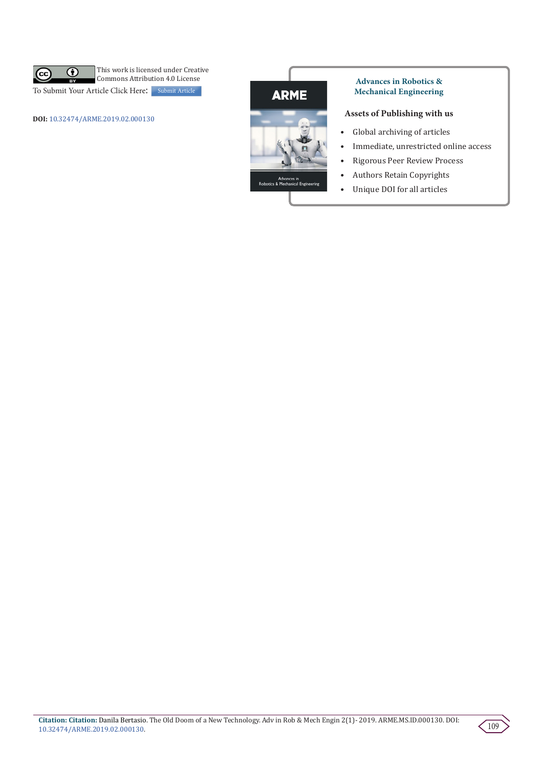This work is licensed under Creative Commons Attribution 4.0 License

To Submit Your Article Click Here: Submit Article

**DOI:** 10.32474/ARME.2019.02.000130

ARME

Advances in Robotics & Mechanical Engineering

**Advances in Robotics & Mechanical Engineering**

**Assets of Publishing with us**

- Global archiving of articles
- Immediate, unrestricted online access
- Rigorous Peer Review Process
- Authors Retain Copyrights
- Unique DOI for all articles

**Citation: Citation:** Danila Bertasio. The Old Doom of a New Technology. Adv in Rob & Mech Engin 2(1)- 2019. ARME.MS.ID.000130. DOI: 10.32474/ARME.2019.02.000130.